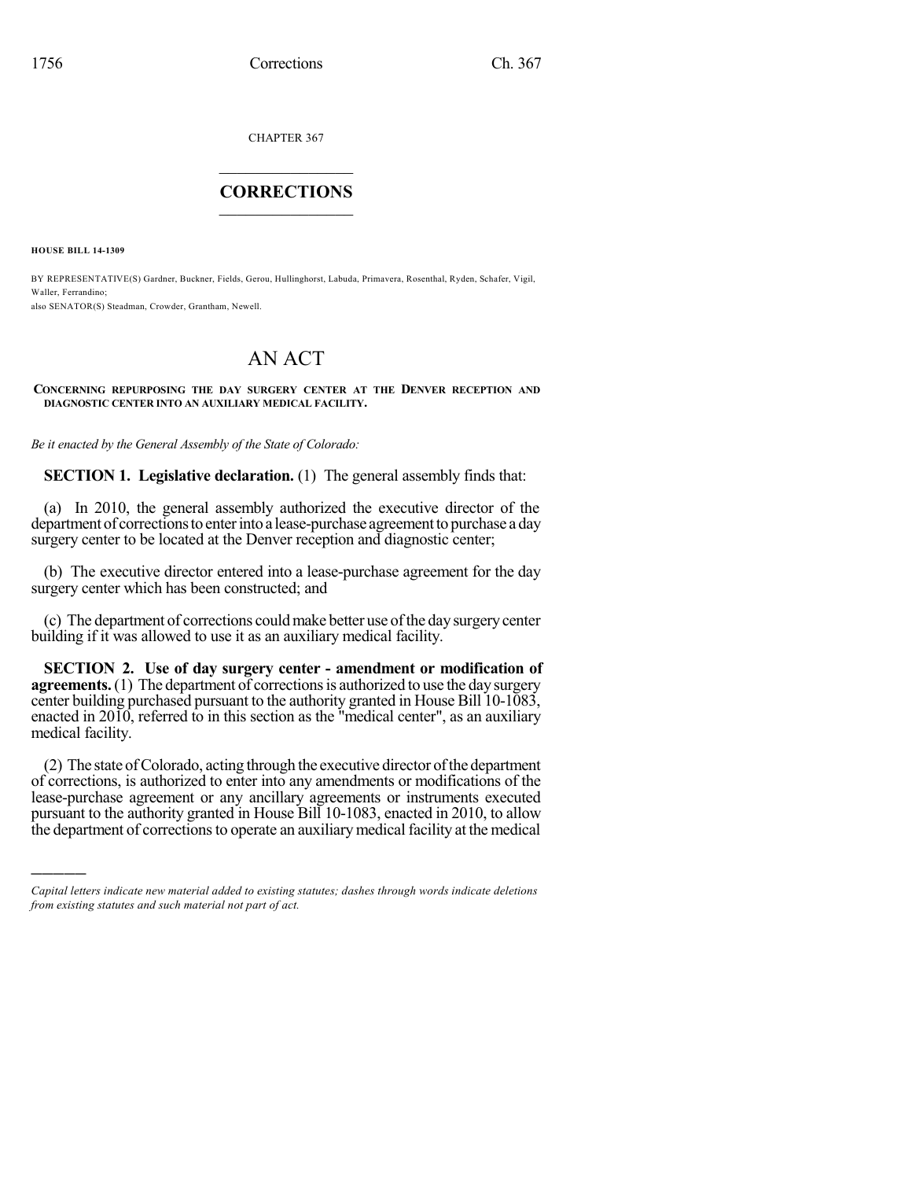CHAPTER 367

# CORRECTIONS

**HOUSE BILL 14-1309**

BY REPRESENTATIVE(S) Gardner, Buckner, Fields, Gerou, Hullinghorst, Labuda, Primavera, Rosenthal, Ryden, Schafer, Vigil, Waller, Ferrandino;
also SENATOR(S) Steadman, Crowder, Grantham, Newell.

# AN ACT

**CONCERNING REPURPOSING THE DAY SURGERY CENTER AT THE DENVER RECEPTION AND DIAGNOSTIC CENTER INTO AN AUXILIARY MEDICAL FACILITY.**

*Be it enacted by the General Assembly of the State of Colorado:*

**SECTION 1. Legislative declaration.** (1) The general assembly finds that:

(a) In 2010, the general assembly authorized the executive director of the department of corrections to enter into a lease-purchase agreement to purchase a day surgery center to be located at the Denver reception and diagnostic center;

(b) The executive director entered into a lease-purchase agreement for the day surgery center which has been constructed; and

(c) The department of corrections could make better use of the day surgery center building if it was allowed to use it as an auxiliary medical facility.

**SECTION 2. Use of day surgery center - amendment or modification of agreements.** (1) The department of corrections is authorized to use the day surgery center building purchased pursuant to the authority granted in House Bill 10-1083, enacted in 2010, referred to in this section as the "medical center", as an auxiliary medical facility.

(2) The state of Colorado, acting through the executive director of the department of corrections, is authorized to enter into any amendments or modifications of the lease-purchase agreement or any ancillary agreements or instruments executed pursuant to the authority granted in House Bill 10-1083, enacted in 2010, to allow the department of corrections to operate an auxiliary medical facility at the medical

*Capital letters indicate new material added to existing statutes; dashes through words indicate deletions from existing statutes and such material not part of act.*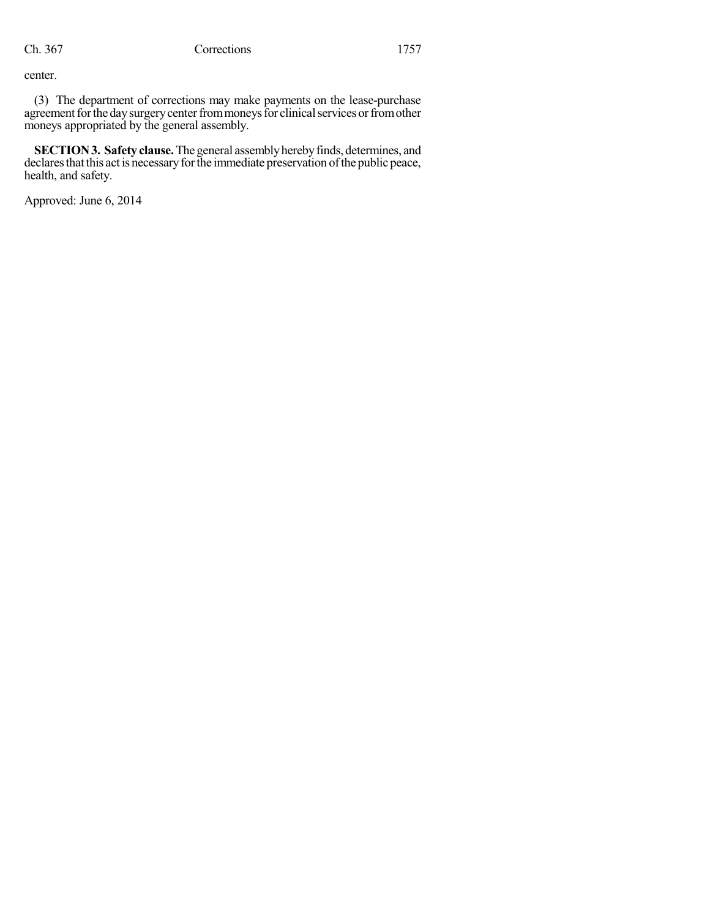center.

(3) The department of corrections may make payments on the lease-purchase agreement for the day surgery center from moneys for clinical services or from other moneys appropriated by the general assembly.

**SECTION 3. Safety clause.** The general assembly hereby finds, determines, and declares that this act is necessary for the immediate preservation of the public peace, health, and safety.

Approved: June 6, 2014